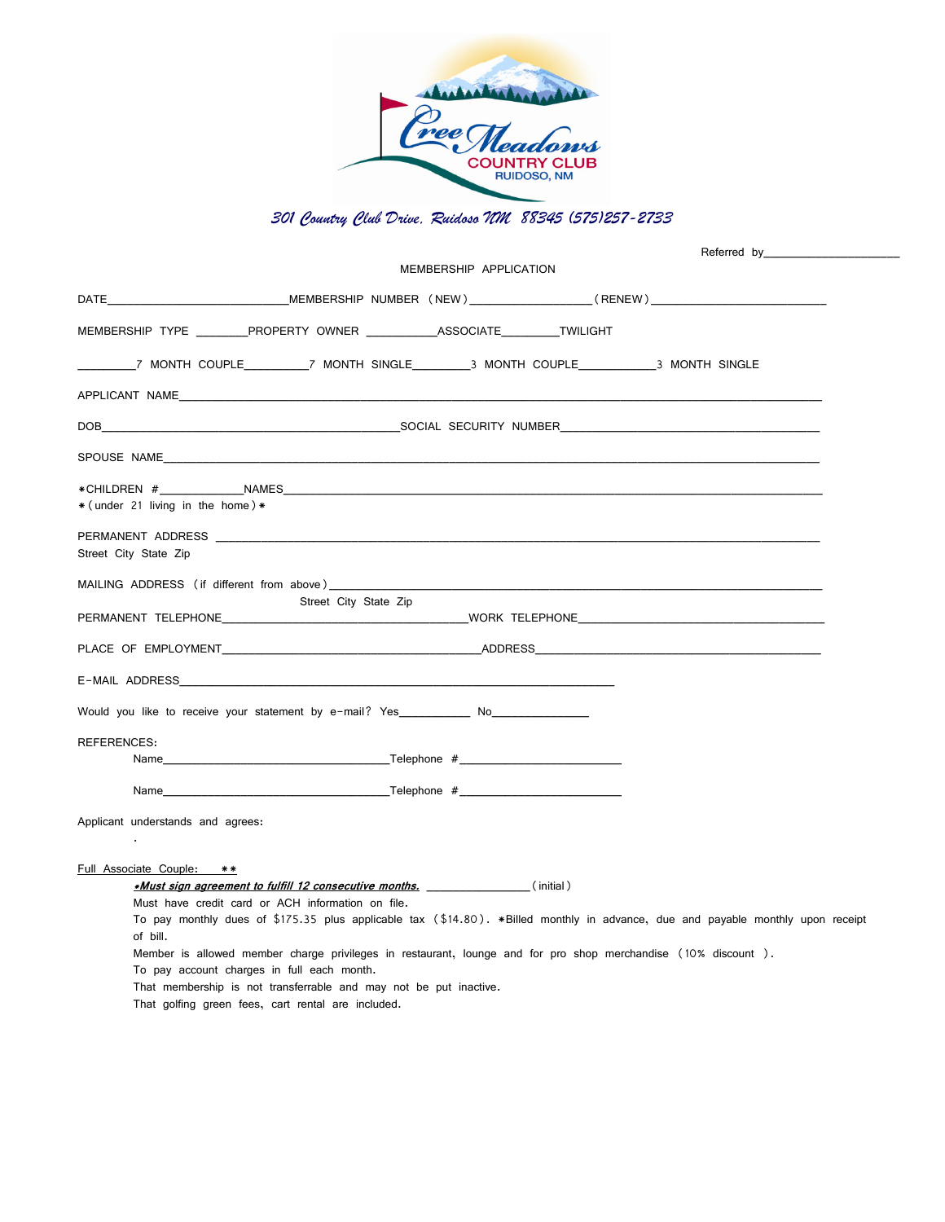Cree Meadows COUNTRY CLUB RUIDOSO, NM

*301 Country Club Drive, Ruidoso NM 88345 (575)257-2733*

Referred by_____________________

MEMBERSHIP APPLICATION

DATE___________________________MEMBERSHIP NUMBER (NEW)__________________(RENEW)__________________________

MEMBERSHIP TYPE ________PROPERTY OWNER ___________ASSOCIATE________TWILIGHT

_________7 MONTH COUPLE_________7 MONTH SINGLE________3 MONTH COUPLE___________3 MONTH SINGLE

APPLICANT NAME__________________________________________________________________________________________

DOB____________________________________________SOCIAL SECURITY NUMBER_______________________________________

SPOUSE NAME____________________________________________________________________________________________

*CHILDREN #____________NAMES____________________________________________________________________________
*(under 21 living in the home)*

PERMANENT ADDRESS _____________________________________________________________________________________
Street City State Zip

MAILING ADDRESS (if different from above)_________________________________________________________________
Street City State Zip

PERMANENT TELEPHONE______________________________________WORK TELEPHONE_______________________________________

PLACE OF EMPLOYMENT_______________________________________ADDRESS_____________________________________________

E-MAIL ADDRESS__________________________________________________________________________

Would you like to receive your statement by e-mail? Yes___________ No______________

REFERENCES:

Name___________________________________Telephone #_________________________

Name___________________________________Telephone #_________________________

Applicant understands and agrees:

.

Full Associate Couple: **

***Must sign agreement to fulfill 12 consecutive months.*** ________________(initial)

Must have credit card or ACH information on file.

To pay monthly dues of $175.35 plus applicable tax ($14.80). *Billed monthly in advance, due and payable monthly upon receipt of bill.

Member is allowed member charge privileges in restaurant, lounge and for pro shop merchandise (10% discount ).

To pay account charges in full each month.

That membership is not transferrable and may not be put inactive.

That golfing green fees, cart rental are included.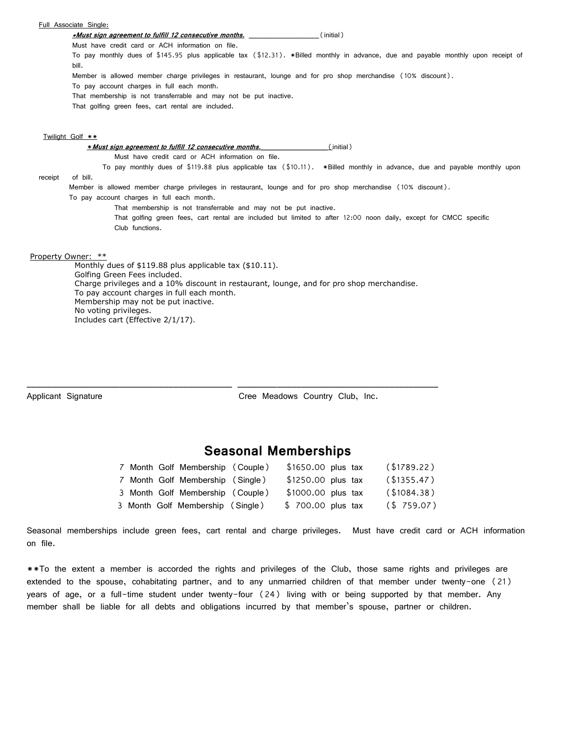Full Associate Single:

*Must sign agreement to fulfill 12 consecutive months.* ________________ (initial)

Must have credit card or ACH information on file.

To pay monthly dues of $145.95 plus applicable tax ($12.31). *Billed monthly in advance, due and payable monthly upon receipt of bill.

Member is allowed member charge privileges in restaurant, lounge and for pro shop merchandise (10% discount).

To pay account charges in full each month.

That membership is not transferrable and may not be put inactive.

That golfing green fees, cart rental are included.

Twilight Golf **

*Must sign agreement to fulfill 12 consecutive months.* ________________ (initial)

Must have credit card or ACH information on file.

To pay monthly dues of $119.88 plus applicable tax ($10.11). *Billed monthly in advance, due and payable monthly upon receipt of bill.

Member is allowed member charge privileges in restaurant, lounge and for pro shop merchandise (10% discount).

To pay account charges in full each month.

That membership is not transferrable and may not be put inactive.

That golfing green fees, cart rental are included but limited to after 12:00 noon daily, except for CMCC specific Club functions.

Property Owner: **

Monthly dues of $119.88 plus applicable tax ($10.11).
Golfing Green Fees included.
Charge privileges and a 10% discount in restaurant, lounge, and for pro shop merchandise.
To pay account charges in full each month.
Membership may not be put inactive.
No voting privileges.
Includes cart (Effective 2/1/17).

______________________________________ ______________________________________

Applicant Signature                    Cree Meadows Country Club, Inc.

## Seasonal Memberships

| | | |
|---|---|---|
| 7 Month Golf Membership (Couple) | $1650.00 plus tax | ($1789.22) |
| 7 Month Golf Membership (Single) | $1250.00 plus tax | ($1355.47) |
| 3 Month Golf Membership (Couple) | $1000.00 plus tax | ($1084.38) |
| 3 Month Golf Membership (Single) | $ 700.00 plus tax | ($ 759.07) |

Seasonal memberships include green fees, cart rental and charge privileges. Must have credit card or ACH information on file.

**To the extent a member is accorded the rights and privileges of the Club, those same rights and privileges are extended to the spouse, cohabitating partner, and to any unmarried children of that member under twenty-one (21) years of age, or a full-time student under twenty-four (24) living with or being supported by that member. Any member shall be liable for all debts and obligations incurred by that member's spouse, partner or children.